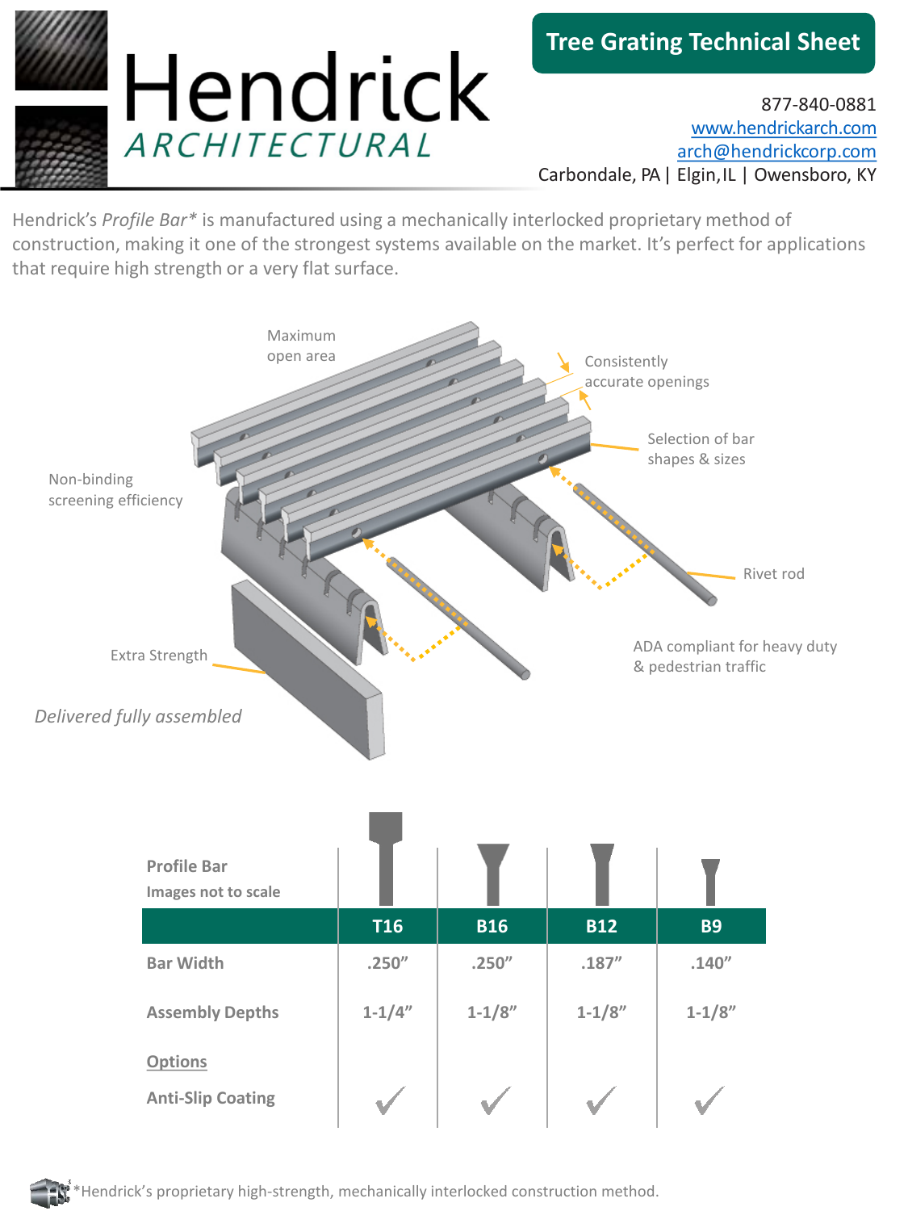# Hendrick ARCHITECTURAL

## Tree Grating Technical Sheet

877-840-0881
www.hendrickarch.com
arch@hendrickcorp.com
Carbondale, PA | Elgin, IL | Owensboro, KY

Hendrick's *Profile Bar** is manufactured using a mechanically interlocked proprietary method of construction, making it one of the strongest systems available on the market. It's perfect for applications that require high strength or a very flat surface.

Maximum open area

Consistently accurate openings

Selection of bar shapes & sizes

Non-binding screening efficiency

Rivet rod

Extra Strength

ADA compliant for heavy duty & pedestrian traffic

*Delivered fully assembled*

| **Profile Bar** Images not to scale | T16 | B16 | B12 | B9 |
|---|---|---|---|---|
| **Bar Width** | .250" | .250" | .187" | .140" |
| **Assembly Depths** | 1-1/4" | 1-1/8" | 1-1/8" | 1-1/8" |
| **Options** | | | | |
| **Anti-Slip Coating** | ✓ | ✓ | ✓ | ✓ |

*Hendrick's proprietary high-strength, mechanically interlocked construction method.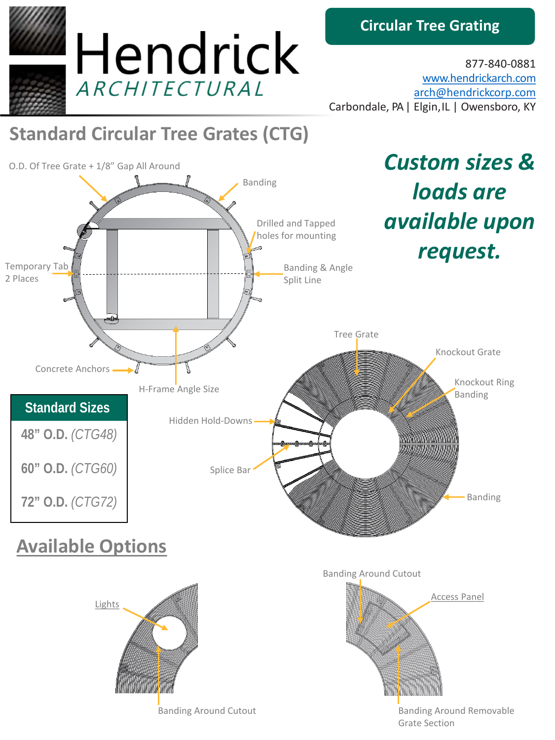Hendrick ARCHITECTURAL

**Circular Tree Grating**

877-840-0881
www.hendrickarch.com
arch@hendrickcorp.com
Carbondale, PA | Elgin, IL | Owensboro, KY

## Standard Circular Tree Grates (CTG)

O.D. Of Tree Grate + 1/8" Gap All Around

Banding

Drilled and Tapped holes for mounting

Temporary Tab 2 Places

Banding & Angle Split Line

Concrete Anchors

H-Frame Angle Size

***Custom sizes & loads are available upon request.***

| Standard Sizes |
|---|
| **48" O.D.** *(CTG48)* |
| **60" O.D.** *(CTG60)* |
| **72" O.D.** *(CTG72)* |

Tree Grate

Knockout Grate

Knockout Ring Banding

Hidden Hold-Downs

Splice Bar

Banding

## Available Options

Lights

Banding Around Cutout

Banding Around Cutout

Access Panel

Banding Around Removable Grate Section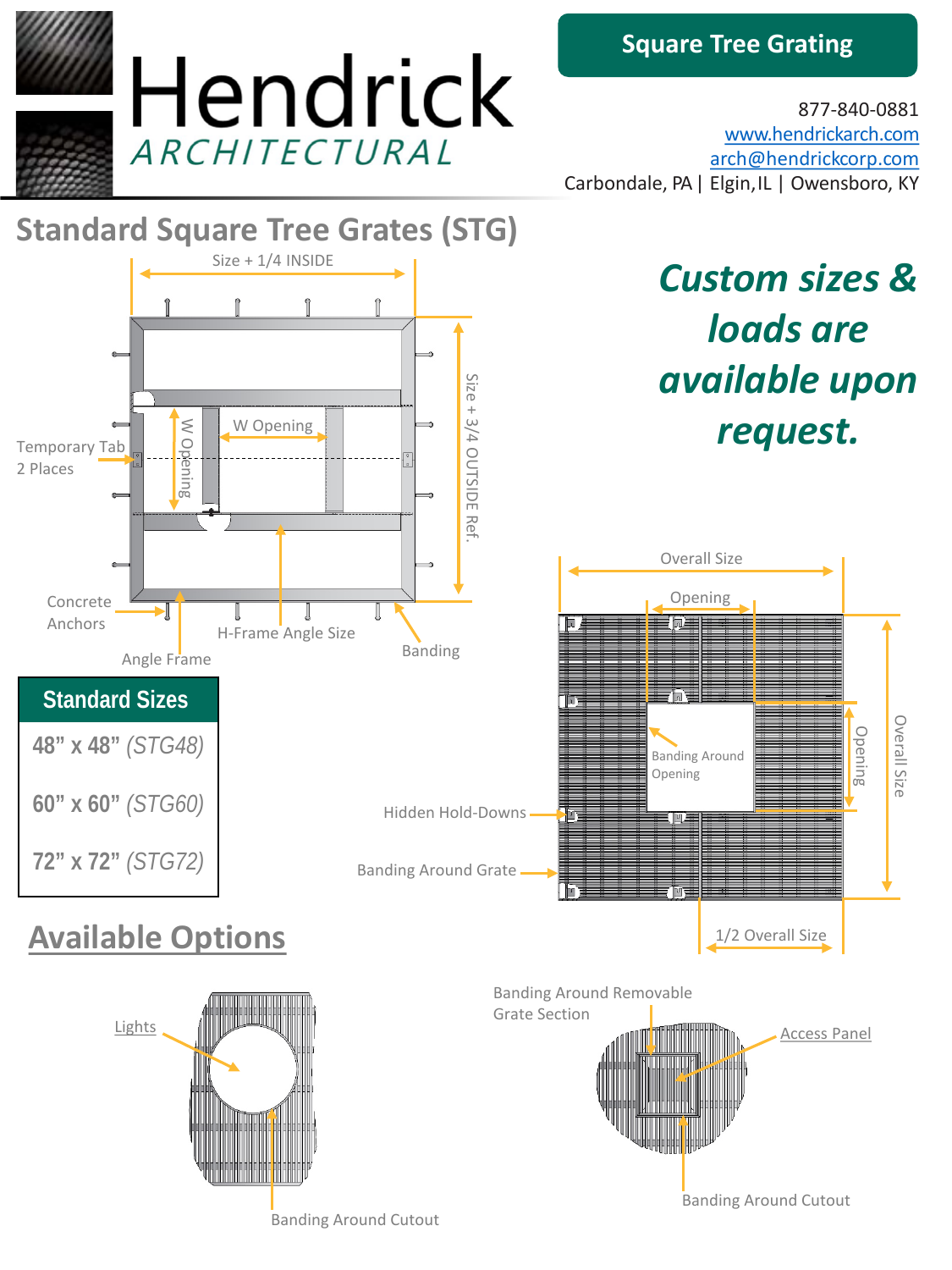# Hendrick ARCHITECTURAL

**Square Tree Grating**

877-840-0881
www.hendrickarch.com
arch@hendrickcorp.com
Carbondale, PA | Elgin, IL | Owensboro, KY

## Standard Square Tree Grates (STG)

Size + 1/4 INSIDE
Size + 3/4 OUTSIDE Ref.
W Opening
W Opening
Temporary Tab 2 Places
Concrete Anchors
Angle Frame
H-Frame Angle Size
Banding

***Custom sizes & loads are available upon request.***

Overall Size
Opening
Banding Around Opening
Opening
Overall Size
Hidden Hold-Downs
Banding Around Grate
1/2 Overall Size

| Standard Sizes |
| --- |
| 48" x 48" *(STG48)* |
| 60" x 60" *(STG60)* |
| 72" x 72" *(STG72)* |

## Available Options

Lights
Banding Around Cutout

Banding Around Removable Grate Section
Access Panel
Banding Around Cutout